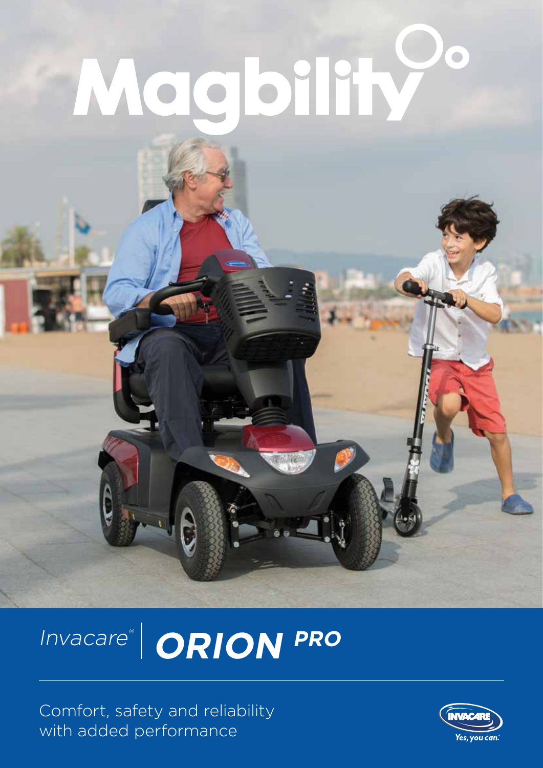# Magbility

Invacare® | **ORION PRO**

Comfort, safety and reliability with added performance

Yes, you can.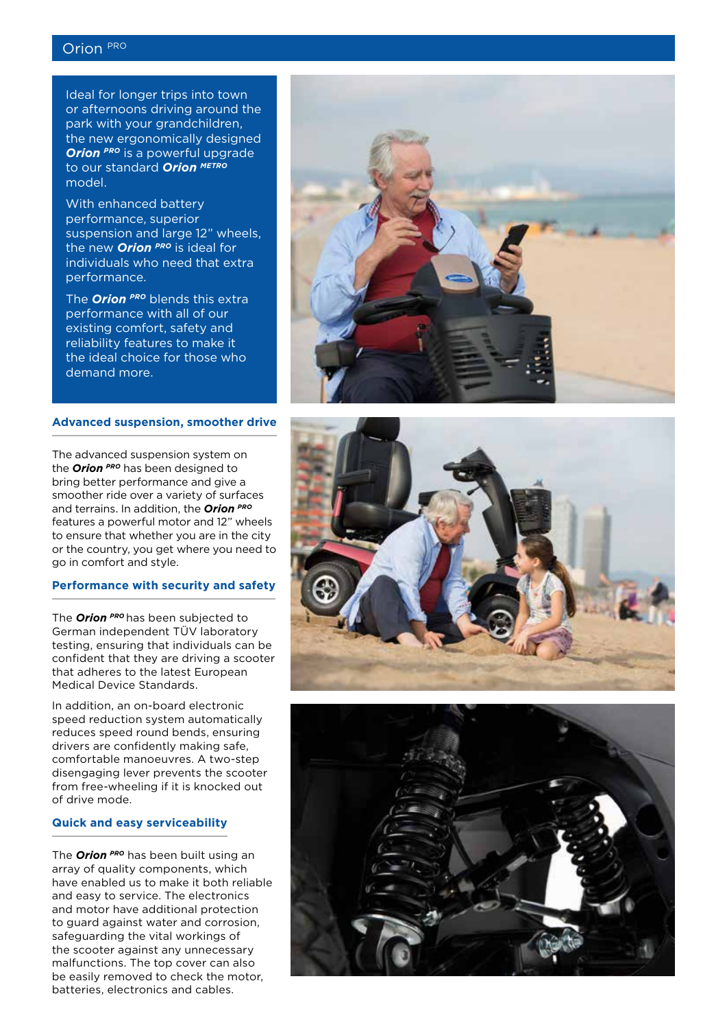# Orion PRO

Ideal for longer trips into town or afternoons driving around the park with your grandchildren, the new ergonomically designed ***Orion*** ***PRO*** is a powerful upgrade to our standard ***Orion*** ***METRO*** model.

With enhanced battery performance, superior suspension and large 12" wheels, the new ***Orion*** ***PRO*** is ideal for individuals who need that extra performance.

The ***Orion*** ***PRO*** blends this extra performance with all of our existing comfort, safety and reliability features to make it the ideal choice for those who demand more.

## Advanced suspension, smoother drive

The advanced suspension system on the ***Orion*** ***PRO*** has been designed to bring better performance and give a smoother ride over a variety of surfaces and terrains. In addition, the ***Orion*** ***PRO*** features a powerful motor and 12" wheels to ensure that whether you are in the city or the country, you get where you need to go in comfort and style.

## Performance with security and safety

The ***Orion*** ***PRO*** has been subjected to German independent TÜV laboratory testing, ensuring that individuals can be confident that they are driving a scooter that adheres to the latest European Medical Device Standards.

In addition, an on-board electronic speed reduction system automatically reduces speed round bends, ensuring drivers are confidently making safe, comfortable manoeuvres. A two-step disengaging lever prevents the scooter from free-wheeling if it is knocked out of drive mode.

## Quick and easy serviceability

The ***Orion*** ***PRO*** has been built using an array of quality components, which have enabled us to make it both reliable and easy to service. The electronics and motor have additional protection to guard against water and corrosion, safeguarding the vital workings of the scooter against any unnecessary malfunctions. The top cover can also be easily removed to check the motor, batteries, electronics and cables.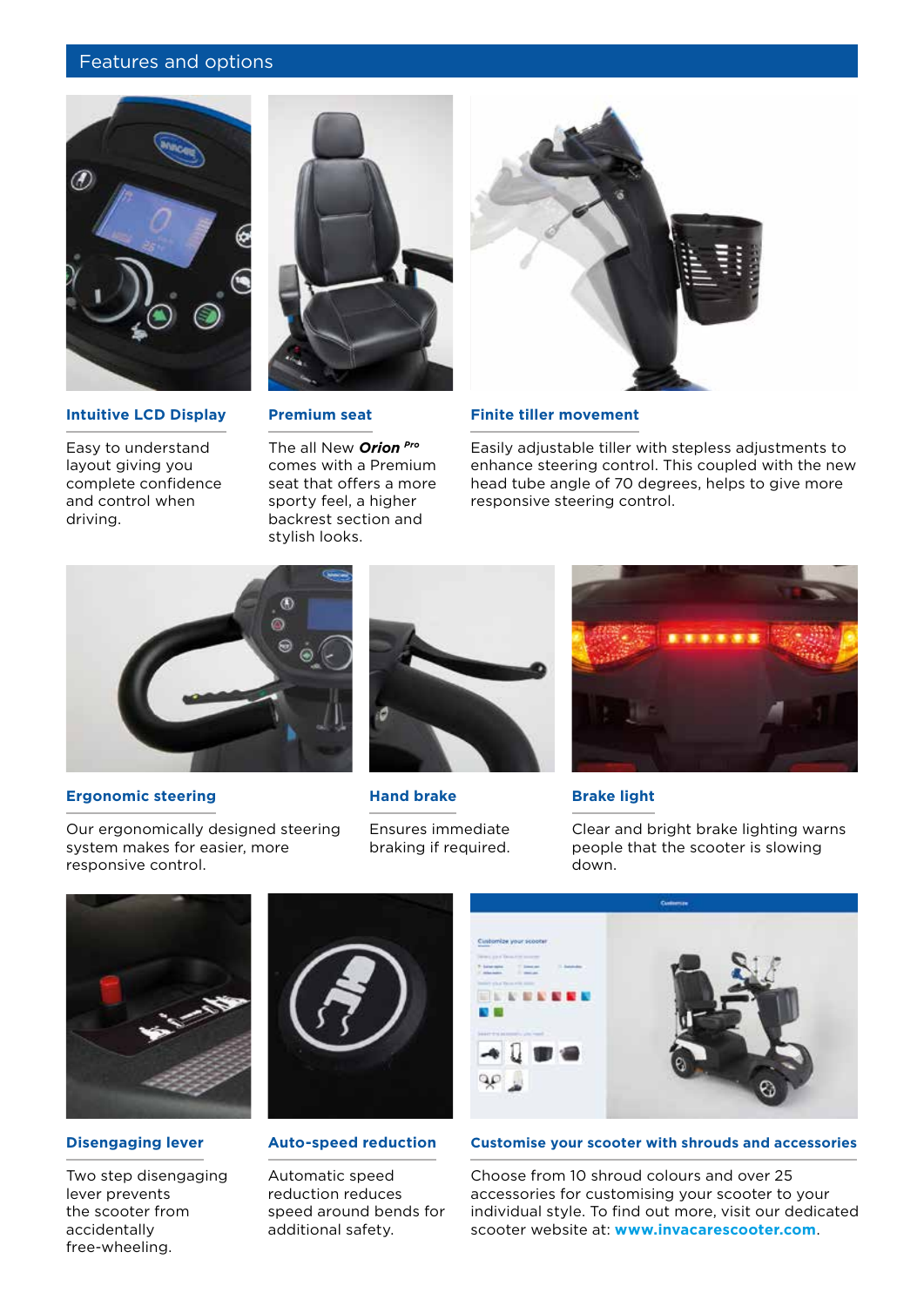## Features and options

### Intuitive LCD Display

Easy to understand layout giving you complete confidence and control when driving.

### Premium seat

The all New ***Orion*** *Pro* comes with a Premium seat that offers a more sporty feel, a higher backrest section and stylish looks.

### Finite tiller movement

Easily adjustable tiller with stepless adjustments to enhance steering control. This coupled with the new head tube angle of 70 degrees, helps to give more responsive steering control.

### Ergonomic steering

Our ergonomically designed steering system makes for easier, more responsive control.

### Hand brake

Ensures immediate braking if required.

### Brake light

Clear and bright brake lighting warns people that the scooter is slowing down.

### Disengaging lever

Two step disengaging lever prevents the scooter from accidentally free-wheeling.

### Auto-speed reduction

Automatic speed reduction reduces speed around bends for additional safety.

### Customise your scooter with shrouds and accessories

Choose from 10 shroud colours and over 25 accessories for customising your scooter to your individual style. To find out more, visit our dedicated scooter website at: **www.invacarescooter.com**.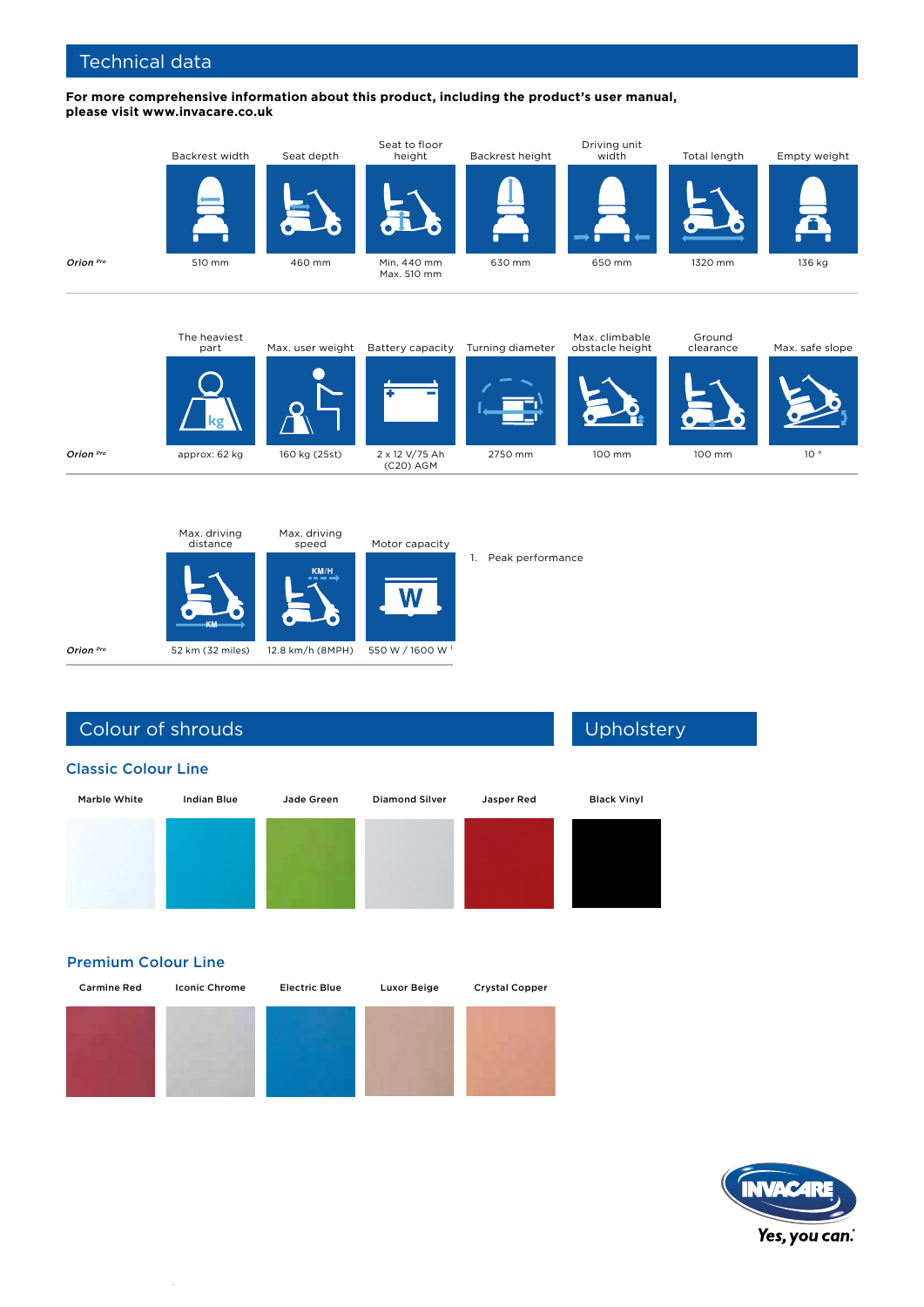## Technical data

**For more comprehensive information about this product, including the product's user manual, please visit www.invacare.co.uk**

| | Backrest width | Seat depth | Seat to floor height | Backrest height | Driving unit width | Total length | Empty weight |
|---|---|---|---|---|---|---|---|
| *Orion Pro* | 510 mm | 460 mm | Min. 440 mm Max. 510 mm | 630 mm | 650 mm | 1320 mm | 136 kg |

| | The heaviest part | Max. user weight | Battery capacity | Turning diameter | Max. climbable obstacle height | Ground clearance | Max. safe slope |
|---|---|---|---|---|---|---|---|
| *Orion Pro* | approx: 62 kg | 160 kg (25st) | 2 x 12 V/75 Ah (C20) AGM | 2750 mm | 100 mm | 100 mm | 10 ° |

| | Max. driving distance | Max. driving speed | Motor capacity |
|---|---|---|---|
| *Orion Pro* | 52 km (32 miles) | 12.8 km/h (8MPH) | 550 W / 1600 W [1] |

1. Peak performance

## Colour of shrouds

### Classic Colour Line

Marbl White | Indian Blue | Jade Green | Diamond Silver | Jasper Red

### Premium Colour Line

Carmine Red | Iconic Chrome | Electric Blue | Luxor Beige | Crystal Copper

## Upholstery

Black Vinyl

INVACARE Yes, you can.